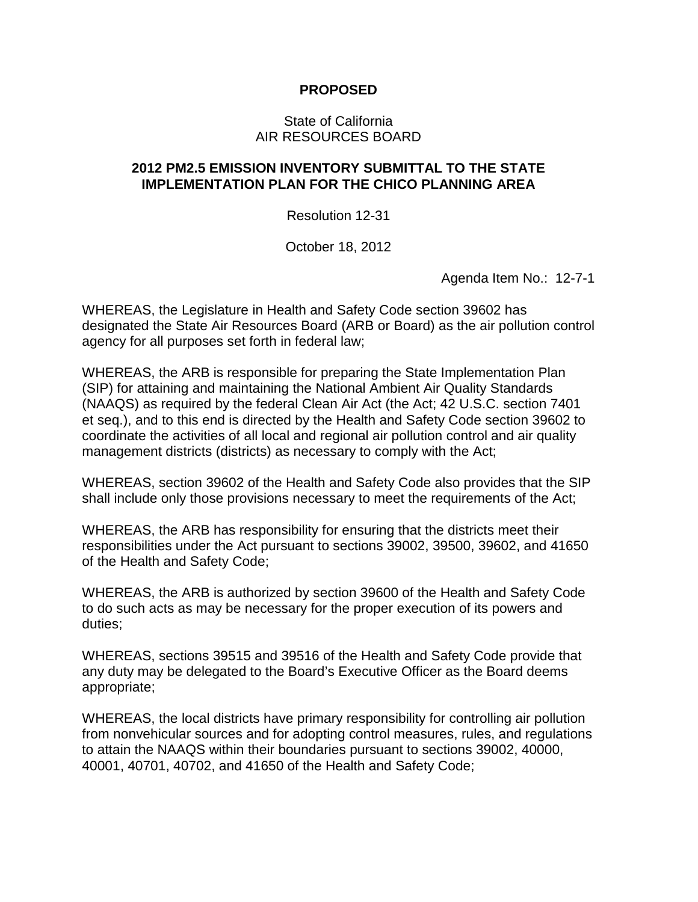**PROPOSED**

State of California
AIR RESOURCES BOARD

**2012 PM2.5 EMISSION INVENTORY SUBMITTAL TO THE STATE IMPLEMENTATION PLAN FOR THE CHICO PLANNING AREA**

Resolution 12-31

October 18, 2012

Agenda Item No.: 12-7-1

WHEREAS, the Legislature in Health and Safety Code section 39602 has designated the State Air Resources Board (ARB or Board) as the air pollution control agency for all purposes set forth in federal law;

WHEREAS, the ARB is responsible for preparing the State Implementation Plan (SIP) for attaining and maintaining the National Ambient Air Quality Standards (NAAQS) as required by the federal Clean Air Act (the Act; 42 U.S.C. section 7401 et seq.), and to this end is directed by the Health and Safety Code section 39602 to coordinate the activities of all local and regional air pollution control and air quality management districts (districts) as necessary to comply with the Act;

WHEREAS, section 39602 of the Health and Safety Code also provides that the SIP shall include only those provisions necessary to meet the requirements of the Act;

WHEREAS, the ARB has responsibility for ensuring that the districts meet their responsibilities under the Act pursuant to sections 39002, 39500, 39602, and 41650 of the Health and Safety Code;

WHEREAS, the ARB is authorized by section 39600 of the Health and Safety Code to do such acts as may be necessary for the proper execution of its powers and duties;

WHEREAS, sections 39515 and 39516 of the Health and Safety Code provide that any duty may be delegated to the Board's Executive Officer as the Board deems appropriate;

WHEREAS, the local districts have primary responsibility for controlling air pollution from nonvehicular sources and for adopting control measures, rules, and regulations to attain the NAAQS within their boundaries pursuant to sections 39002, 40000, 40001, 40701, 40702, and 41650 of the Health and Safety Code;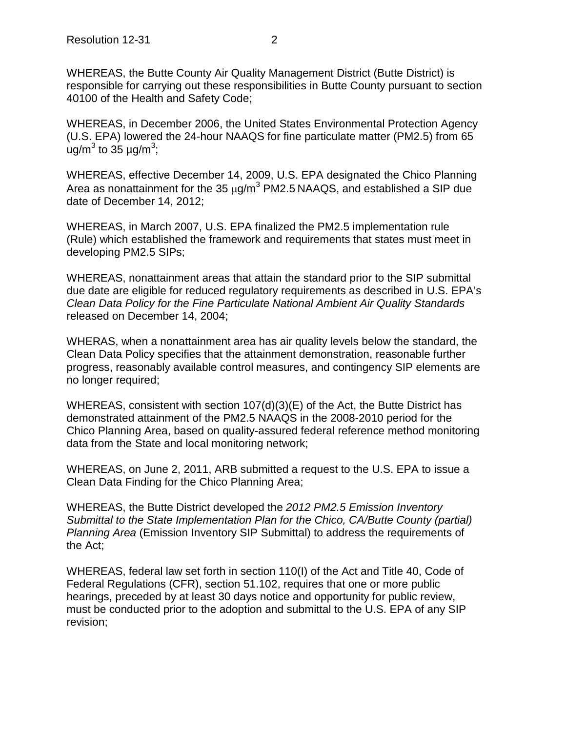WHEREAS, the Butte County Air Quality Management District (Butte District) is responsible for carrying out these responsibilities in Butte County pursuant to section 40100 of the Health and Safety Code;

WHEREAS, in December 2006, the United States Environmental Protection Agency (U.S. EPA) lowered the 24-hour NAAQS for fine particulate matter (PM2.5) from 65 $ug/m^3$ to 35 $\mu g/m^3$;

WHEREAS, effective December 14, 2009, U.S. EPA designated the Chico Planning Area as nonattainment for the 35 $\mu g/m^3$ PM2.5 NAAQS, and established a SIP due date of December 14, 2012;

WHEREAS, in March 2007, U.S. EPA finalized the PM2.5 implementation rule (Rule) which established the framework and requirements that states must meet in developing PM2.5 SIPs;

WHEREAS, nonattainment areas that attain the standard prior to the SIP submittal due date are eligible for reduced regulatory requirements as described in U.S. EPA's *Clean Data Policy for the Fine Particulate National Ambient Air Quality Standards* released on December 14, 2004;

WHERAS, when a nonattainment area has air quality levels below the standard, the Clean Data Policy specifies that the attainment demonstration, reasonable further progress, reasonably available control measures, and contingency SIP elements are no longer required;

WHEREAS, consistent with section 107(d)(3)(E) of the Act, the Butte District has demonstrated attainment of the PM2.5 NAAQS in the 2008-2010 period for the Chico Planning Area, based on quality-assured federal reference method monitoring data from the State and local monitoring network;

WHEREAS, on June 2, 2011, ARB submitted a request to the U.S. EPA to issue a Clean Data Finding for the Chico Planning Area;

WHEREAS, the Butte District developed the *2012 PM2.5 Emission Inventory Submittal to the State Implementation Plan for the Chico, CA/Butte County (partial) Planning Area* (Emission Inventory SIP Submittal) to address the requirements of the Act;

WHEREAS, federal law set forth in section 110(l) of the Act and Title 40, Code of Federal Regulations (CFR), section 51.102, requires that one or more public hearings, preceded by at least 30 days notice and opportunity for public review, must be conducted prior to the adoption and submittal to the U.S. EPA of any SIP revision;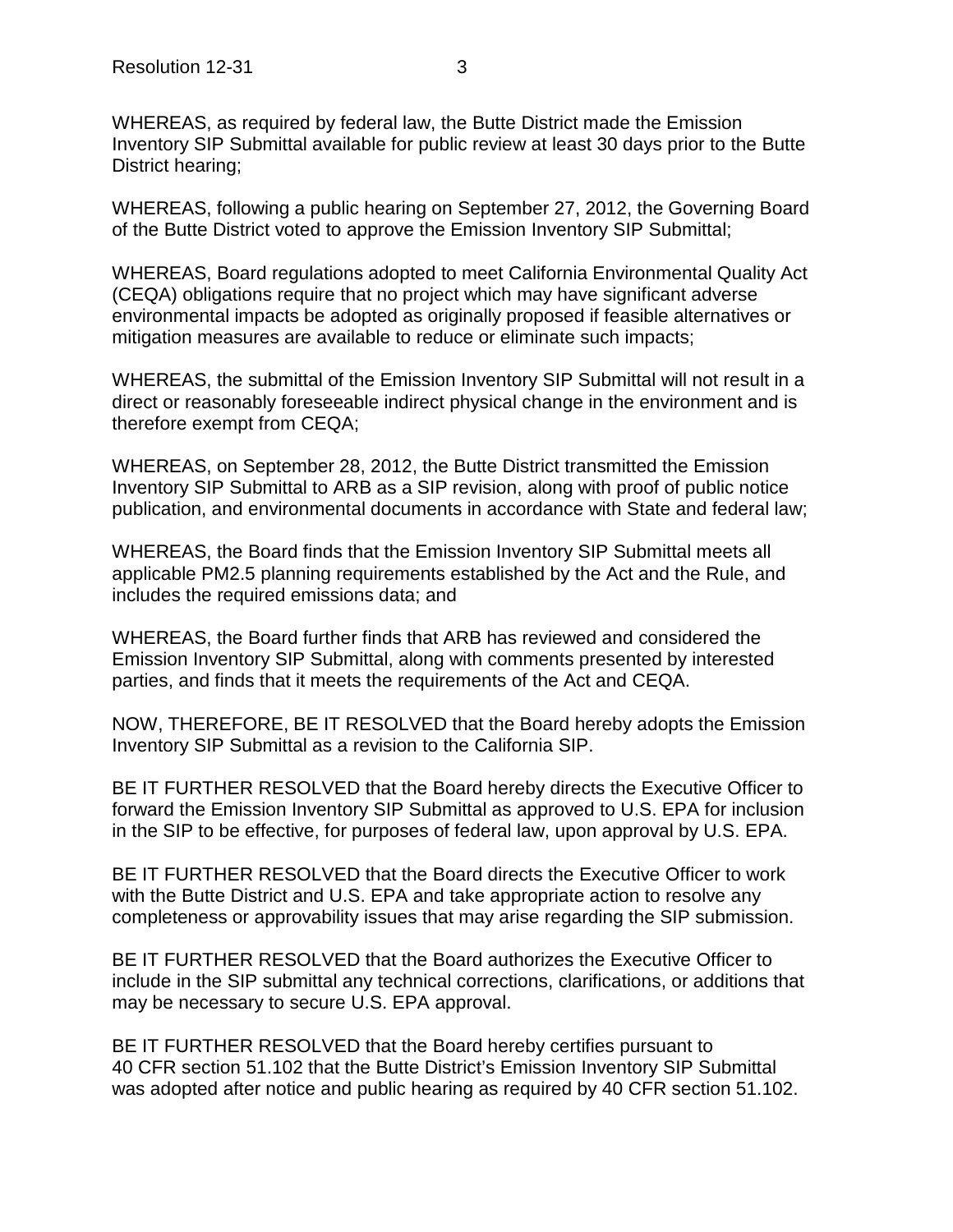WHEREAS, as required by federal law, the Butte District made the Emission Inventory SIP Submittal available for public review at least 30 days prior to the Butte District hearing;

WHEREAS, following a public hearing on September 27, 2012, the Governing Board of the Butte District voted to approve the Emission Inventory SIP Submittal;

WHEREAS, Board regulations adopted to meet California Environmental Quality Act (CEQA) obligations require that no project which may have significant adverse environmental impacts be adopted as originally proposed if feasible alternatives or mitigation measures are available to reduce or eliminate such impacts;

WHEREAS, the submittal of the Emission Inventory SIP Submittal will not result in a direct or reasonably foreseeable indirect physical change in the environment and is therefore exempt from CEQA;

WHEREAS, on September 28, 2012, the Butte District transmitted the Emission Inventory SIP Submittal to ARB as a SIP revision, along with proof of public notice publication, and environmental documents in accordance with State and federal law;

WHEREAS, the Board finds that the Emission Inventory SIP Submittal meets all applicable PM2.5 planning requirements established by the Act and the Rule, and includes the required emissions data; and

WHEREAS, the Board further finds that ARB has reviewed and considered the Emission Inventory SIP Submittal, along with comments presented by interested parties, and finds that it meets the requirements of the Act and CEQA.

NOW, THEREFORE, BE IT RESOLVED that the Board hereby adopts the Emission Inventory SIP Submittal as a revision to the California SIP.

BE IT FURTHER RESOLVED that the Board hereby directs the Executive Officer to forward the Emission Inventory SIP Submittal as approved to U.S. EPA for inclusion in the SIP to be effective, for purposes of federal law, upon approval by U.S. EPA.

BE IT FURTHER RESOLVED that the Board directs the Executive Officer to work with the Butte District and U.S. EPA and take appropriate action to resolve any completeness or approvability issues that may arise regarding the SIP submission.

BE IT FURTHER RESOLVED that the Board authorizes the Executive Officer to include in the SIP submittal any technical corrections, clarifications, or additions that may be necessary to secure U.S. EPA approval.

BE IT FURTHER RESOLVED that the Board hereby certifies pursuant to 40 CFR section 51.102 that the Butte District's Emission Inventory SIP Submittal was adopted after notice and public hearing as required by 40 CFR section 51.102.